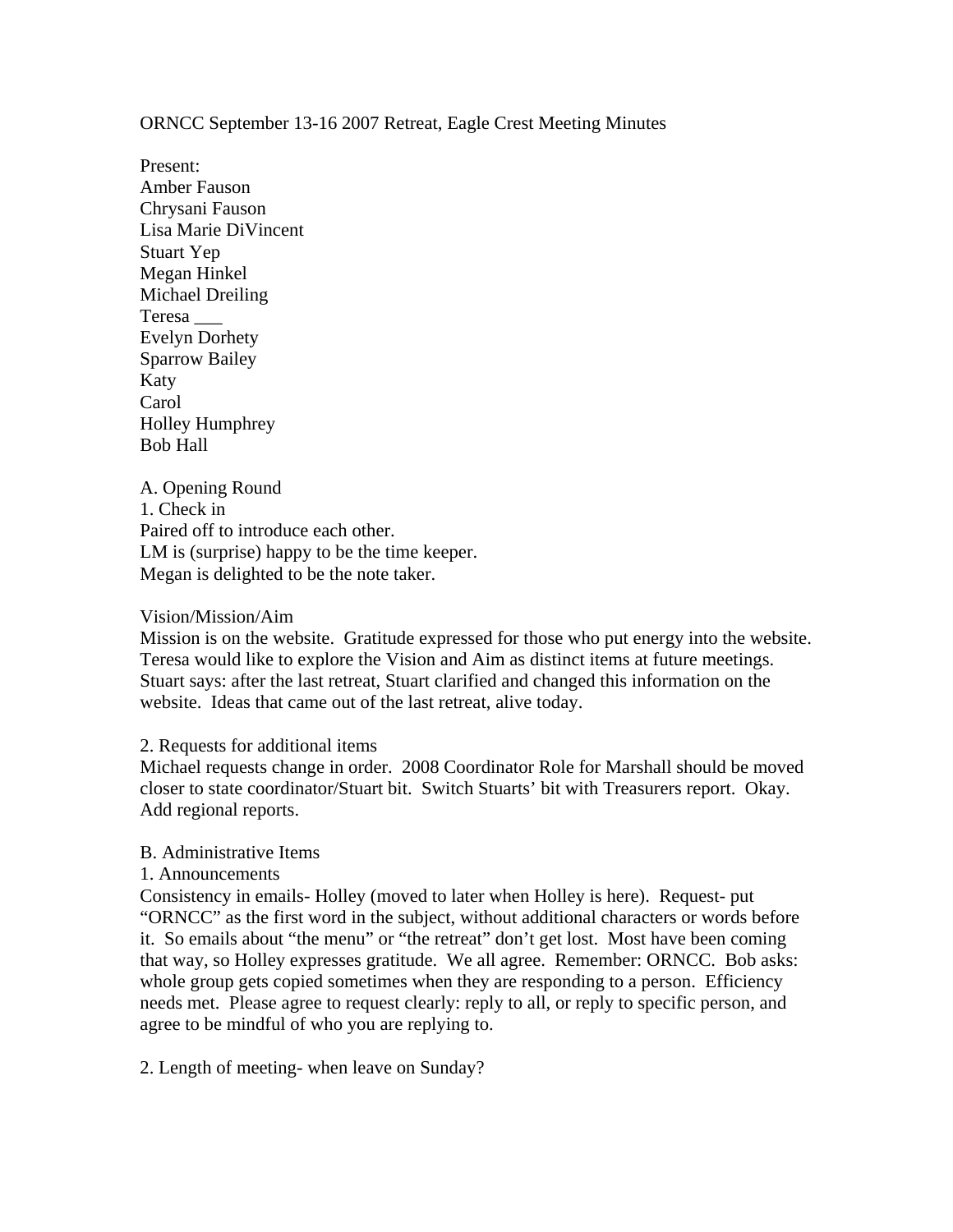ORNCC September 13-16 2007 Retreat, Eagle Crest Meeting Minutes

Present:
Amber Fauson
Chrysani Fauson
Lisa Marie DiVincent
Stuart Yep
Megan Hinkel
Michael Dreiling
Teresa ___
Evelyn Dorhety
Sparrow Bailey
Katy
Carol
Holley Humphrey
Bob Hall

A. Opening Round
1. Check in
Paired off to introduce each other.
LM is (surprise) happy to be the time keeper.
Megan is delighted to be the note taker.

Vision/Mission/Aim
Mission is on the website. Gratitude expressed for those who put energy into the website. Teresa would like to explore the Vision and Aim as distinct items at future meetings. Stuart says: after the last retreat, Stuart clarified and changed this information on the website. Ideas that came out of the last retreat, alive today.

2. Requests for additional items
Michael requests change in order. 2008 Coordinator Role for Marshall should be moved closer to state coordinator/Stuart bit. Switch Stuarts' bit with Treasurers report. Okay. Add regional reports.

B. Administrative Items
1. Announcements
Consistency in emails- Holley (moved to later when Holley is here). Request- put "ORNCC" as the first word in the subject, without additional characters or words before it. So emails about "the menu" or "the retreat" don't get lost. Most have been coming that way, so Holley expresses gratitude. We all agree. Remember: ORNCC. Bob asks: whole group gets copied sometimes when they are responding to a person. Efficiency needs met. Please agree to request clearly: reply to all, or reply to specific person, and agree to be mindful of who you are replying to.

2. Length of meeting- when leave on Sunday?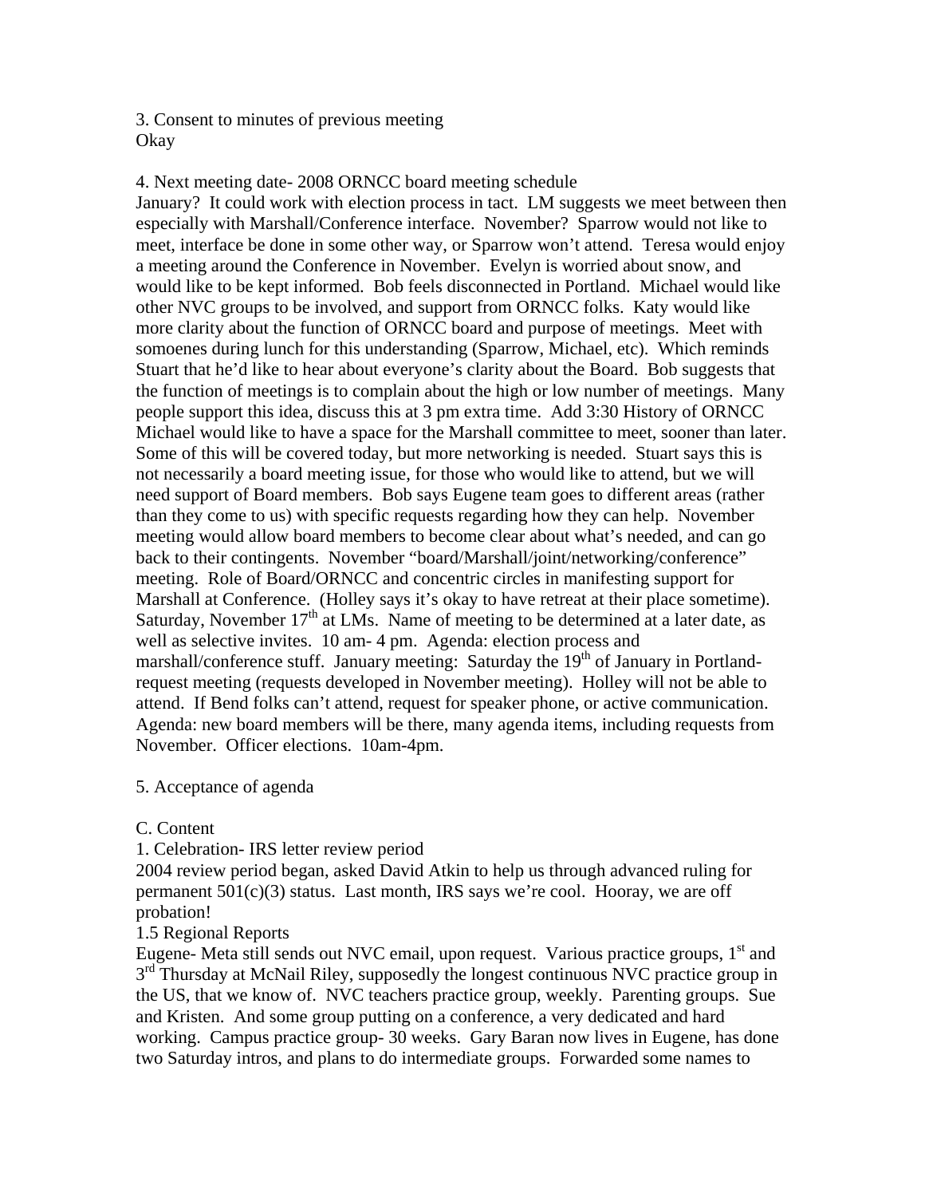3. Consent to minutes of previous meeting
Okay

4. Next meeting date- 2008 ORNCC board meeting schedule
January? It could work with election process in tact. LM suggests we meet between then especially with Marshall/Conference interface. November? Sparrow would not like to meet, interface be done in some other way, or Sparrow won't attend. Teresa would enjoy a meeting around the Conference in November. Evelyn is worried about snow, and would like to be kept informed. Bob feels disconnected in Portland. Michael would like other NVC groups to be involved, and support from ORNCC folks. Katy would like more clarity about the function of ORNCC board and purpose of meetings. Meet with somoenes during lunch for this understanding (Sparrow, Michael, etc). Which reminds Stuart that he'd like to hear about everyone's clarity about the Board. Bob suggests that the function of meetings is to complain about the high or low number of meetings. Many people support this idea, discuss this at 3 pm extra time. Add 3:30 History of ORNCC Michael would like to have a space for the Marshall committee to meet, sooner than later. Some of this will be covered today, but more networking is needed. Stuart says this is not necessarily a board meeting issue, for those who would like to attend, but we will need support of Board members. Bob says Eugene team goes to different areas (rather than they come to us) with specific requests regarding how they can help. November meeting would allow board members to become clear about what's needed, and can go back to their contingents. November "board/Marshall/joint/networking/conference" meeting. Role of Board/ORNCC and concentric circles in manifesting support for Marshall at Conference. (Holley says it's okay to have retreat at their place sometime). Saturday, November 17th at LMs. Name of meeting to be determined at a later date, as well as selective invites. 10 am- 4 pm. Agenda: election process and marshall/conference stuff. January meeting: Saturday the 19th of January in Portland- request meeting (requests developed in November meeting). Holley will not be able to attend. If Bend folks can't attend, request for speaker phone, or active communication. Agenda: new board members will be there, many agenda items, including requests from November. Officer elections. 10am-4pm.

5. Acceptance of agenda

C. Content

1. Celebration- IRS letter review period
2004 review period began, asked David Atkin to help us through advanced ruling for permanent 501(c)(3) status. Last month, IRS says we're cool. Hooray, we are off probation!

1.5 Regional Reports
Eugene- Meta still sends out NVC email, upon request. Various practice groups, 1st and 3rd Thursday at McNail Riley, supposedly the longest continuous NVC practice group in the US, that we know of. NVC teachers practice group, weekly. Parenting groups. Sue and Kristen. And some group putting on a conference, a very dedicated and hard working. Campus practice group- 30 weeks. Gary Baran now lives in Eugene, has done two Saturday intros, and plans to do intermediate groups. Forwarded some names to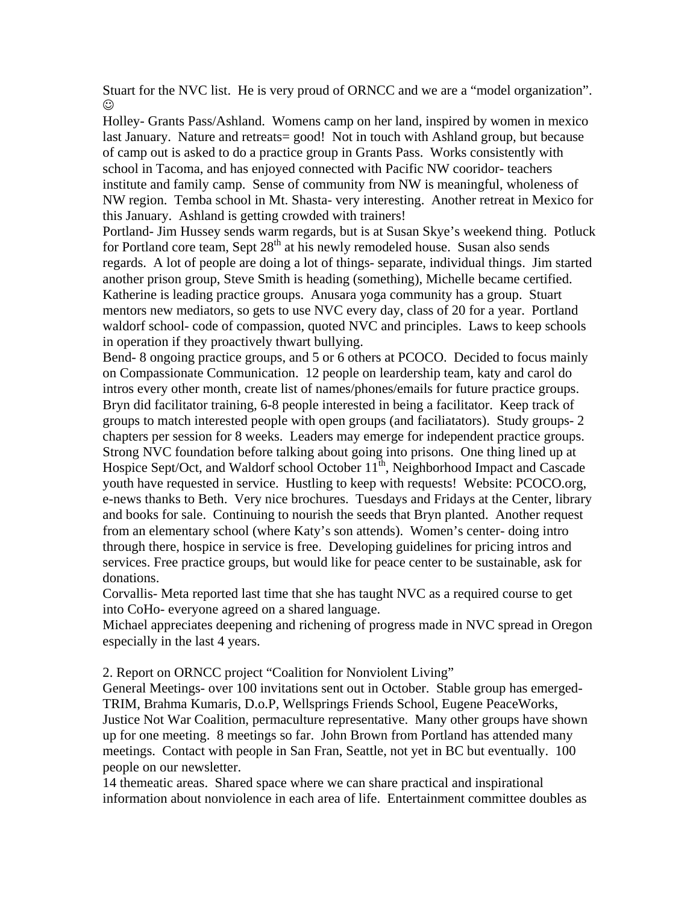Stuart for the NVC list. He is very proud of ORNCC and we are a "model organization". ☺

Holley- Grants Pass/Ashland. Womens camp on her land, inspired by women in mexico last January. Nature and retreats= good! Not in touch with Ashland group, but because of camp out is asked to do a practice group in Grants Pass. Works consistently with school in Tacoma, and has enjoyed connected with Pacific NW cooridor- teachers institute and family camp. Sense of community from NW is meaningful, wholeness of NW region. Temba school in Mt. Shasta- very interesting. Another retreat in Mexico for this January. Ashland is getting crowded with trainers!

Portland- Jim Hussey sends warm regards, but is at Susan Skye's weekend thing. Potluck for Portland core team, Sept 28th at his newly remodeled house. Susan also sends regards. A lot of people are doing a lot of things- separate, individual things. Jim started another prison group, Steve Smith is heading (something), Michelle became certified. Katherine is leading practice groups. Anusara yoga community has a group. Stuart mentors new mediators, so gets to use NVC every day, class of 20 for a year. Portland waldorf school- code of compassion, quoted NVC and principles. Laws to keep schools in operation if they proactively thwart bullying.

Bend- 8 ongoing practice groups, and 5 or 6 others at PCOCO. Decided to focus mainly on Compassionate Communication. 12 people on leardership team, katy and carol do intros every other month, create list of names/phones/emails for future practice groups. Bryn did facilitator training, 6-8 people interested in being a facilitator. Keep track of groups to match interested people with open groups (and faciliatators). Study groups- 2 chapters per session for 8 weeks. Leaders may emerge for independent practice groups. Strong NVC foundation before talking about going into prisons. One thing lined up at Hospice Sept/Oct, and Waldorf school October 11th, Neighborhood Impact and Cascade youth have requested in service. Hustling to keep with requests! Website: PCOCO.org, e-news thanks to Beth. Very nice brochures. Tuesdays and Fridays at the Center, library and books for sale. Continuing to nourish the seeds that Bryn planted. Another request from an elementary school (where Katy's son attends). Women's center- doing intro through there, hospice in service is free. Developing guidelines for pricing intros and services. Free practice groups, but would like for peace center to be sustainable, ask for donations.

Corvallis- Meta reported last time that she has taught NVC as a required course to get into CoHo- everyone agreed on a shared language.

Michael appreciates deepening and richening of progress made in NVC spread in Oregon especially in the last 4 years.

2. Report on ORNCC project "Coalition for Nonviolent Living"

General Meetings- over 100 invitations sent out in October. Stable group has emerged- TRIM, Brahma Kumaris, D.o.P, Wellsprings Friends School, Eugene PeaceWorks, Justice Not War Coalition, permaculture representative. Many other groups have shown up for one meeting. 8 meetings so far. John Brown from Portland has attended many meetings. Contact with people in San Fran, Seattle, not yet in BC but eventually. 100 people on our newsletter.

14 themeatic areas. Shared space where we can share practical and inspirational information about nonviolence in each area of life. Entertainment committee doubles as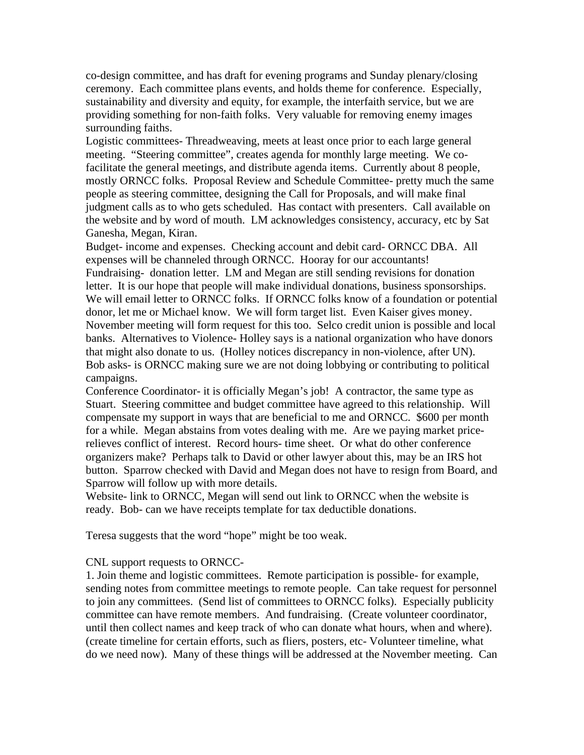co-design committee, and has draft for evening programs and Sunday plenary/closing ceremony. Each committee plans events, and holds theme for conference. Especially, sustainability and diversity and equity, for example, the interfaith service, but we are providing something for non-faith folks. Very valuable for removing enemy images surrounding faiths.

Logistic committees- Threadweaving, meets at least once prior to each large general meeting. "Steering committee", creates agenda for monthly large meeting. We co-facilitate the general meetings, and distribute agenda items. Currently about 8 people, mostly ORNCC folks. Proposal Review and Schedule Committee- pretty much the same people as steering committee, designing the Call for Proposals, and will make final judgment calls as to who gets scheduled. Has contact with presenters. Call available on the website and by word of mouth. LM acknowledges consistency, accuracy, etc by Sat Ganesha, Megan, Kiran.

Budget- income and expenses. Checking account and debit card- ORNCC DBA. All expenses will be channeled through ORNCC. Hooray for our accountants!

Fundraising- donation letter. LM and Megan are still sending revisions for donation letter. It is our hope that people will make individual donations, business sponsorships. We will email letter to ORNCC folks. If ORNCC folks know of a foundation or potential donor, let me or Michael know. We will form target list. Even Kaiser gives money. November meeting will form request for this too. Selco credit union is possible and local banks. Alternatives to Violence- Holley says is a national organization who have donors that might also donate to us. (Holley notices discrepancy in non-violence, after UN). Bob asks- is ORNCC making sure we are not doing lobbying or contributing to political campaigns.

Conference Coordinator- it is officially Megan's job! A contractor, the same type as Stuart. Steering committee and budget committee have agreed to this relationship. Will compensate my support in ways that are beneficial to me and ORNCC. $600 per month for a while. Megan abstains from votes dealing with me. Are we paying market price- relieves conflict of interest. Record hours- time sheet. Or what do other conference organizers make? Perhaps talk to David or other lawyer about this, may be an IRS hot button. Sparrow checked with David and Megan does not have to resign from Board, and Sparrow will follow up with more details.

Website- link to ORNCC, Megan will send out link to ORNCC when the website is ready. Bob- can we have receipts template for tax deductible donations.

Teresa suggests that the word "hope" might be too weak.

CNL support requests to ORNCC-

1. Join theme and logistic committees. Remote participation is possible- for example, sending notes from committee meetings to remote people. Can take request for personnel to join any committees. (Send list of committees to ORNCC folks). Especially publicity committee can have remote members. And fundraising. (Create volunteer coordinator, until then collect names and keep track of who can donate what hours, when and where). (create timeline for certain efforts, such as fliers, posters, etc- Volunteer timeline, what do we need now). Many of these things will be addressed at the November meeting. Can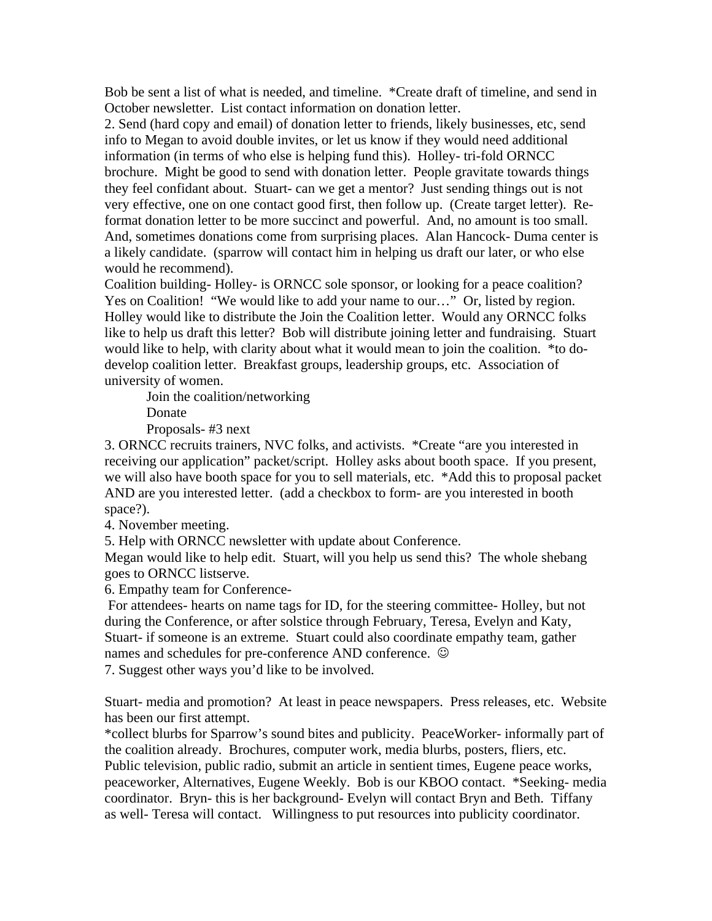Bob be sent a list of what is needed, and timeline. *Create draft of timeline, and send in October newsletter. List contact information on donation letter.

2. Send (hard copy and email) of donation letter to friends, likely businesses, etc, send info to Megan to avoid double invites, or let us know if they would need additional information (in terms of who else is helping fund this). Holley- tri-fold ORNCC brochure. Might be good to send with donation letter. People gravitate towards things they feel confidant about. Stuart- can we get a mentor? Just sending things out is not very effective, one on one contact good first, then follow up. (Create target letter). Re-format donation letter to be more succinct and powerful. And, no amount is too small. And, sometimes donations come from surprising places. Alan Hancock- Duma center is a likely candidate. (sparrow will contact him in helping us draft our later, or who else would he recommend).

Coalition building- Holley- is ORNCC sole sponsor, or looking for a peace coalition? Yes on Coalition! "We would like to add your name to our…" Or, listed by region. Holley would like to distribute the Join the Coalition letter. Would any ORNCC folks like to help us draft this letter? Bob will distribute joining letter and fundraising. Stuart would like to help, with clarity about what it would mean to join the coalition. *to do- develop coalition letter. Breakfast groups, leadership groups, etc. Association of university of women.

Join the coalition/networking
Donate
Proposals- #3 next

3. ORNCC recruits trainers, NVC folks, and activists. *Create "are you interested in receiving our application" packet/script. Holley asks about booth space. If you present, we will also have booth space for you to sell materials, etc. *Add this to proposal packet AND are you interested letter. (add a checkbox to form- are you interested in booth space?).

4. November meeting.

5. Help with ORNCC newsletter with update about Conference.
Megan would like to help edit. Stuart, will you help us send this? The whole shebang goes to ORNCC listserve.

6. Empathy team for Conference-
For attendees- hearts on name tags for ID, for the steering committee- Holley, but not during the Conference, or after solstice through February, Teresa, Evelyn and Katy, Stuart- if someone is an extreme. Stuart could also coordinate empathy team, gather names and schedules for pre-conference AND conference. ☺

7. Suggest other ways you'd like to be involved.

Stuart- media and promotion? At least in peace newspapers. Press releases, etc. Website has been our first attempt.
*collect blurbs for Sparrow's sound bites and publicity. PeaceWorker- informally part of the coalition already. Brochures, computer work, media blurbs, posters, fliers, etc. Public television, public radio, submit an article in sentient times, Eugene peace works, peaceworker, Alternatives, Eugene Weekly. Bob is our KBOO contact. *Seeking- media coordinator. Bryn- this is her background- Evelyn will contact Bryn and Beth. Tiffany as well- Teresa will contact. Willingness to put resources into publicity coordinator.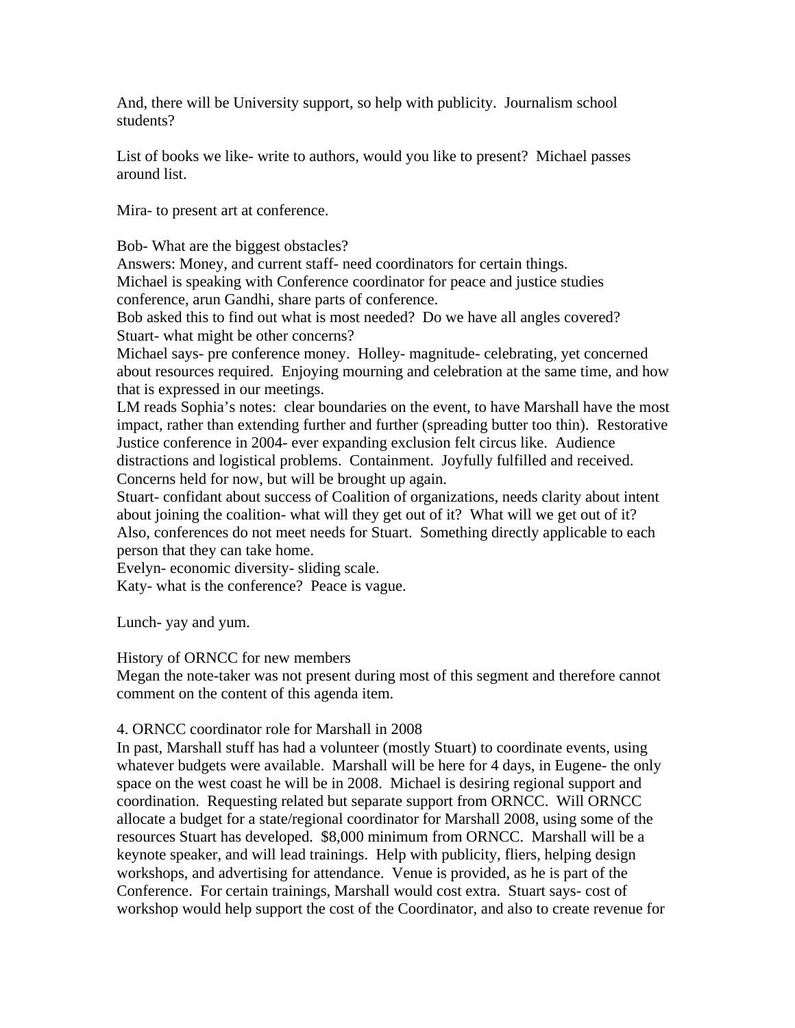And, there will be University support, so help with publicity. Journalism school students?

List of books we like- write to authors, would you like to present? Michael passes around list.

Mira- to present art at conference.

Bob- What are the biggest obstacles?
Answers: Money, and current staff- need coordinators for certain things.
Michael is speaking with Conference coordinator for peace and justice studies conference, arun Gandhi, share parts of conference.
Bob asked this to find out what is most needed? Do we have all angles covered?
Stuart- what might be other concerns?
Michael says- pre conference money. Holley- magnitude- celebrating, yet concerned about resources required. Enjoying mourning and celebration at the same time, and how that is expressed in our meetings.
LM reads Sophia's notes: clear boundaries on the event, to have Marshall have the most impact, rather than extending further and further (spreading butter too thin). Restorative Justice conference in 2004- ever expanding exclusion felt circus like. Audience distractions and logistical problems. Containment. Joyfully fulfilled and received. Concerns held for now, but will be brought up again.
Stuart- confidant about success of Coalition of organizations, needs clarity about intent about joining the coalition- what will they get out of it? What will we get out of it? Also, conferences do not meet needs for Stuart. Something directly applicable to each person that they can take home.
Evelyn- economic diversity- sliding scale.
Katy- what is the conference? Peace is vague.

Lunch- yay and yum.

History of ORNCC for new members
Megan the note-taker was not present during most of this segment and therefore cannot comment on the content of this agenda item.

4. ORNCC coordinator role for Marshall in 2008
In past, Marshall stuff has had a volunteer (mostly Stuart) to coordinate events, using whatever budgets were available. Marshall will be here for 4 days, in Eugene- the only space on the west coast he will be in 2008. Michael is desiring regional support and coordination. Requesting related but separate support from ORNCC. Will ORNCC allocate a budget for a state/regional coordinator for Marshall 2008, using some of the resources Stuart has developed. $8,000 minimum from ORNCC. Marshall will be a keynote speaker, and will lead trainings. Help with publicity, fliers, helping design workshops, and advertising for attendance. Venue is provided, as he is part of the Conference. For certain trainings, Marshall would cost extra. Stuart says- cost of workshop would help support the cost of the Coordinator, and also to create revenue for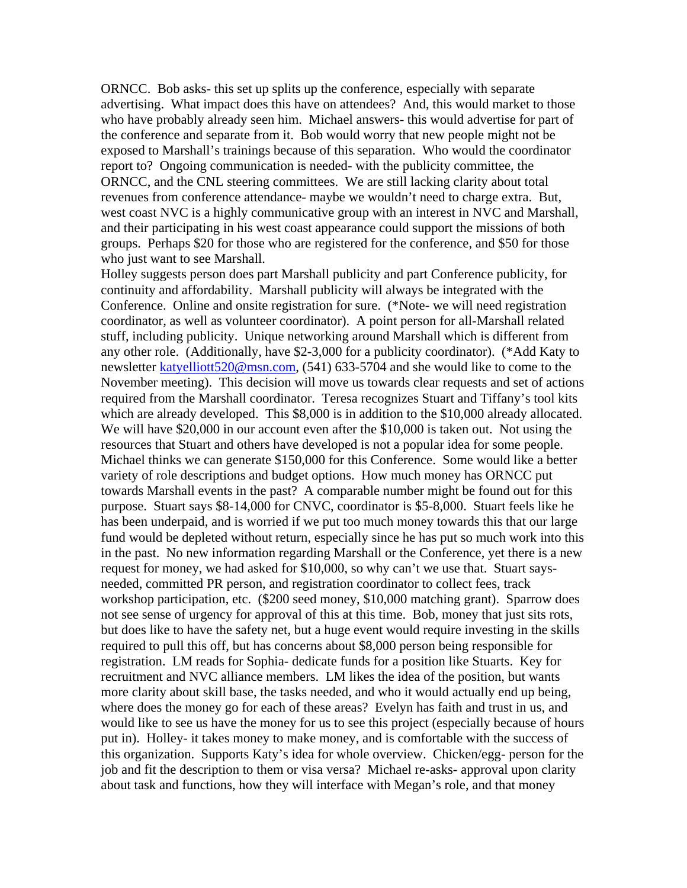ORNCC. Bob asks- this set up splits up the conference, especially with separate advertising. What impact does this have on attendees? And, this would market to those who have probably already seen him. Michael answers- this would advertise for part of the conference and separate from it. Bob would worry that new people might not be exposed to Marshall's trainings because of this separation. Who would the coordinator report to? Ongoing communication is needed- with the publicity committee, the ORNCC, and the CNL steering committees. We are still lacking clarity about total revenues from conference attendance- maybe we wouldn't need to charge extra. But, west coast NVC is a highly communicative group with an interest in NVC and Marshall, and their participating in his west coast appearance could support the missions of both groups. Perhaps $20 for those who are registered for the conference, and $50 for those who just want to see Marshall.
Holley suggests person does part Marshall publicity and part Conference publicity, for continuity and affordability. Marshall publicity will always be integrated with the Conference. Online and onsite registration for sure. (*Note- we will need registration coordinator, as well as volunteer coordinator). A point person for all-Marshall related stuff, including publicity. Unique networking around Marshall which is different from any other role. (Additionally, have $2-3,000 for a publicity coordinator). (*Add Katy to newsletter katyelliott520@msn.com, (541) 633-5704 and she would like to come to the November meeting). This decision will move us towards clear requests and set of actions required from the Marshall coordinator. Teresa recognizes Stuart and Tiffany's tool kits which are already developed. This $8,000 is in addition to the $10,000 already allocated. We will have $20,000 in our account even after the $10,000 is taken out. Not using the resources that Stuart and others have developed is not a popular idea for some people. Michael thinks we can generate $150,000 for this Conference. Some would like a better variety of role descriptions and budget options. How much money has ORNCC put towards Marshall events in the past? A comparable number might be found out for this purpose. Stuart says $8-14,000 for CNVC, coordinator is $5-8,000. Stuart feels like he has been underpaid, and is worried if we put too much money towards this that our large fund would be depleted without return, especially since he has put so much work into this in the past. No new information regarding Marshall or the Conference, yet there is a new request for money, we had asked for $10,000, so why can't we use that. Stuart says- needed, committed PR person, and registration coordinator to collect fees, track workshop participation, etc. ($200 seed money, $10,000 matching grant). Sparrow does not see sense of urgency for approval of this at this time. Bob, money that just sits rots, but does like to have the safety net, but a huge event would require investing in the skills required to pull this off, but has concerns about $8,000 person being responsible for registration. LM reads for Sophia- dedicate funds for a position like Stuarts. Key for recruitment and NVC alliance members. LM likes the idea of the position, but wants more clarity about skill base, the tasks needed, and who it would actually end up being, where does the money go for each of these areas? Evelyn has faith and trust in us, and would like to see us have the money for us to see this project (especially because of hours put in). Holley- it takes money to make money, and is comfortable with the success of this organization. Supports Katy's idea for whole overview. Chicken/egg- person for the job and fit the description to them or visa versa? Michael re-asks- approval upon clarity about task and functions, how they will interface with Megan's role, and that money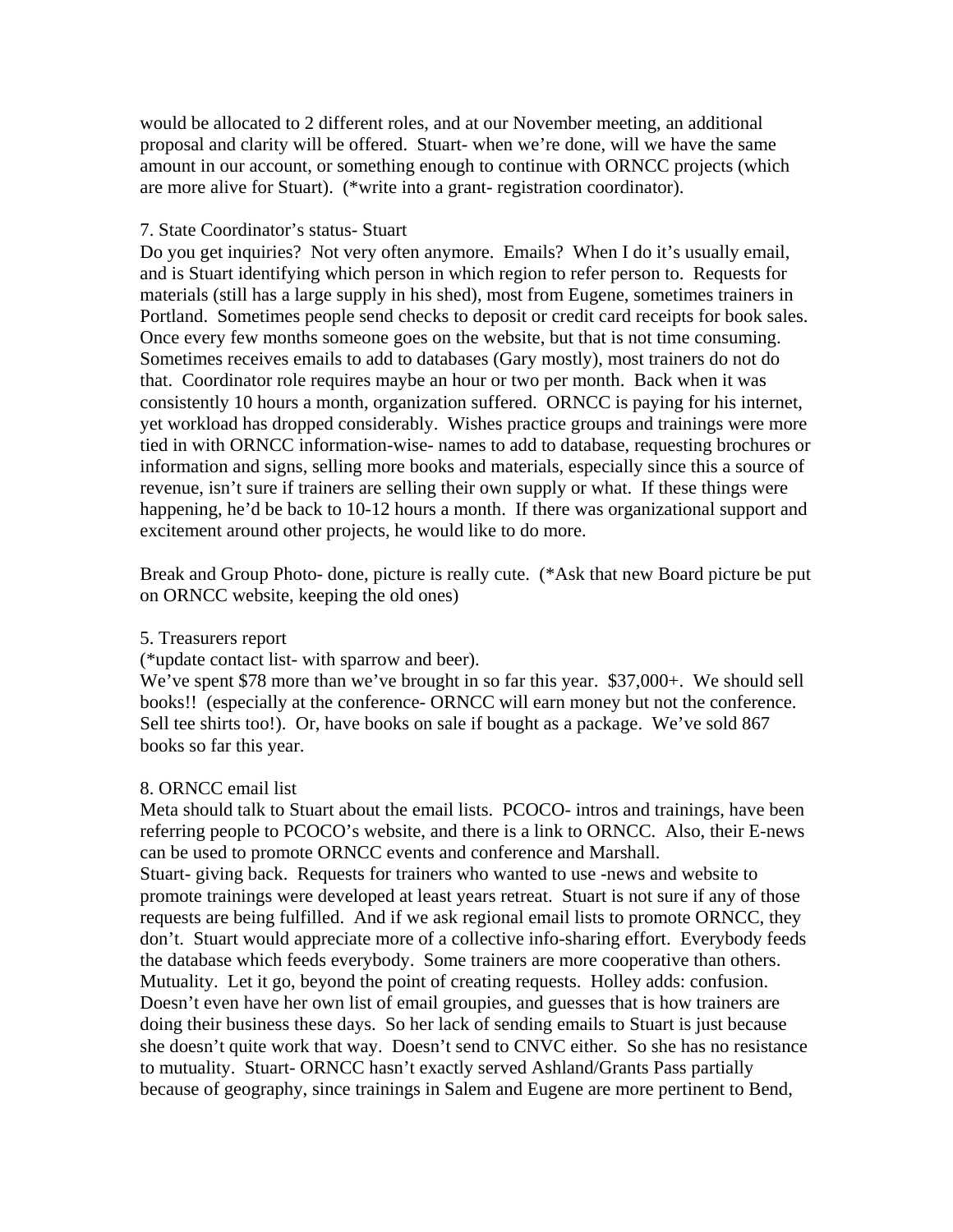would be allocated to 2 different roles, and at our November meeting, an additional proposal and clarity will be offered. Stuart- when we're done, will we have the same amount in our account, or something enough to continue with ORNCC projects (which are more alive for Stuart). (*write into a grant- registration coordinator).

7. State Coordinator's status- Stuart

Do you get inquiries? Not very often anymore. Emails? When I do it's usually email, and is Stuart identifying which person in which region to refer person to. Requests for materials (still has a large supply in his shed), most from Eugene, sometimes trainers in Portland. Sometimes people send checks to deposit or credit card receipts for book sales. Once every few months someone goes on the website, but that is not time consuming. Sometimes receives emails to add to databases (Gary mostly), most trainers do not do that. Coordinator role requires maybe an hour or two per month. Back when it was consistently 10 hours a month, organization suffered. ORNCC is paying for his internet, yet workload has dropped considerably. Wishes practice groups and trainings were more tied in with ORNCC information-wise- names to add to database, requesting brochures or information and signs, selling more books and materials, especially since this a source of revenue, isn't sure if trainers are selling their own supply or what. If these things were happening, he'd be back to 10-12 hours a month. If there was organizational support and excitement around other projects, he would like to do more.

Break and Group Photo- done, picture is really cute. (*Ask that new Board picture be put on ORNCC website, keeping the old ones)

5. Treasurers report

(*update contact list- with sparrow and beer).

We've spent $78 more than we've brought in so far this year. $37,000+. We should sell books!! (especially at the conference- ORNCC will earn money but not the conference. Sell tee shirts too!). Or, have books on sale if bought as a package. We've sold 867 books so far this year.

8. ORNCC email list

Meta should talk to Stuart about the email lists. PCOCO- intros and trainings, have been referring people to PCOCO's website, and there is a link to ORNCC. Also, their E-news can be used to promote ORNCC events and conference and Marshall.

Stuart- giving back. Requests for trainers who wanted to use -news and website to promote trainings were developed at least years retreat. Stuart is not sure if any of those requests are being fulfilled. And if we ask regional email lists to promote ORNCC, they don't. Stuart would appreciate more of a collective info-sharing effort. Everybody feeds the database which feeds everybody. Some trainers are more cooperative than others. Mutuality. Let it go, beyond the point of creating requests. Holley adds: confusion. Doesn't even have her own list of email groupies, and guesses that is how trainers are doing their business these days. So her lack of sending emails to Stuart is just because she doesn't quite work that way. Doesn't send to CNVC either. So she has no resistance to mutuality. Stuart- ORNCC hasn't exactly served Ashland/Grants Pass partially because of geography, since trainings in Salem and Eugene are more pertinent to Bend,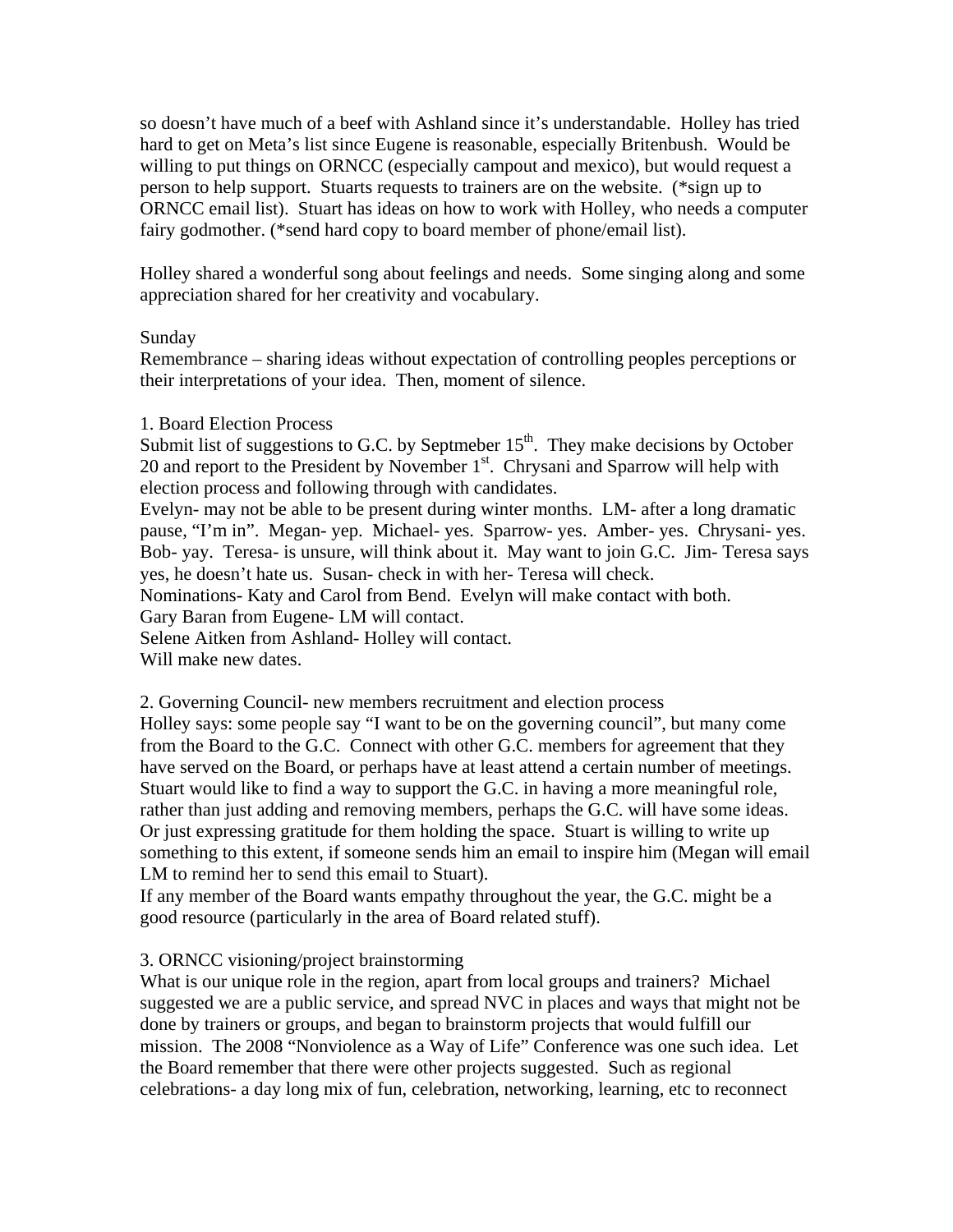so doesn't have much of a beef with Ashland since it's understandable. Holley has tried hard to get on Meta's list since Eugene is reasonable, especially Britenbush. Would be willing to put things on ORNCC (especially campout and mexico), but would request a person to help support. Stuarts requests to trainers are on the website. (*sign up to ORNCC email list). Stuart has ideas on how to work with Holley, who needs a computer fairy godmother. (*send hard copy to board member of phone/email list).

Holley shared a wonderful song about feelings and needs. Some singing along and some appreciation shared for her creativity and vocabulary.

Sunday

Remembrance – sharing ideas without expectation of controlling peoples perceptions or their interpretations of your idea. Then, moment of silence.

1. Board Election Process

Submit list of suggestions to G.C. by Septmeber 15th. They make decisions by October 20 and report to the President by November 1st. Chrysani and Sparrow will help with election process and following through with candidates.

Evelyn- may not be able to be present during winter months. LM- after a long dramatic pause, "I'm in". Megan- yep. Michael- yes. Sparrow- yes. Amber- yes. Chrysani- yes. Bob- yay. Teresa- is unsure, will think about it. May want to join G.C. Jim- Teresa says yes, he doesn't hate us. Susan- check in with her- Teresa will check.

Nominations- Katy and Carol from Bend. Evelyn will make contact with both.

Gary Baran from Eugene- LM will contact.

Selene Aitken from Ashland- Holley will contact.

Will make new dates.

2. Governing Council- new members recruitment and election process

Holley says: some people say "I want to be on the governing council", but many come from the Board to the G.C. Connect with other G.C. members for agreement that they have served on the Board, or perhaps have at least attend a certain number of meetings. Stuart would like to find a way to support the G.C. in having a more meaningful role, rather than just adding and removing members, perhaps the G.C. will have some ideas. Or just expressing gratitude for them holding the space. Stuart is willing to write up something to this extent, if someone sends him an email to inspire him (Megan will email LM to remind her to send this email to Stuart).

If any member of the Board wants empathy throughout the year, the G.C. might be a good resource (particularly in the area of Board related stuff).

3. ORNCC visioning/project brainstorming

What is our unique role in the region, apart from local groups and trainers? Michael suggested we are a public service, and spread NVC in places and ways that might not be done by trainers or groups, and began to brainstorm projects that would fulfill our mission. The 2008 "Nonviolence as a Way of Life" Conference was one such idea. Let the Board remember that there were other projects suggested. Such as regional celebrations- a day long mix of fun, celebration, networking, learning, etc to reconnect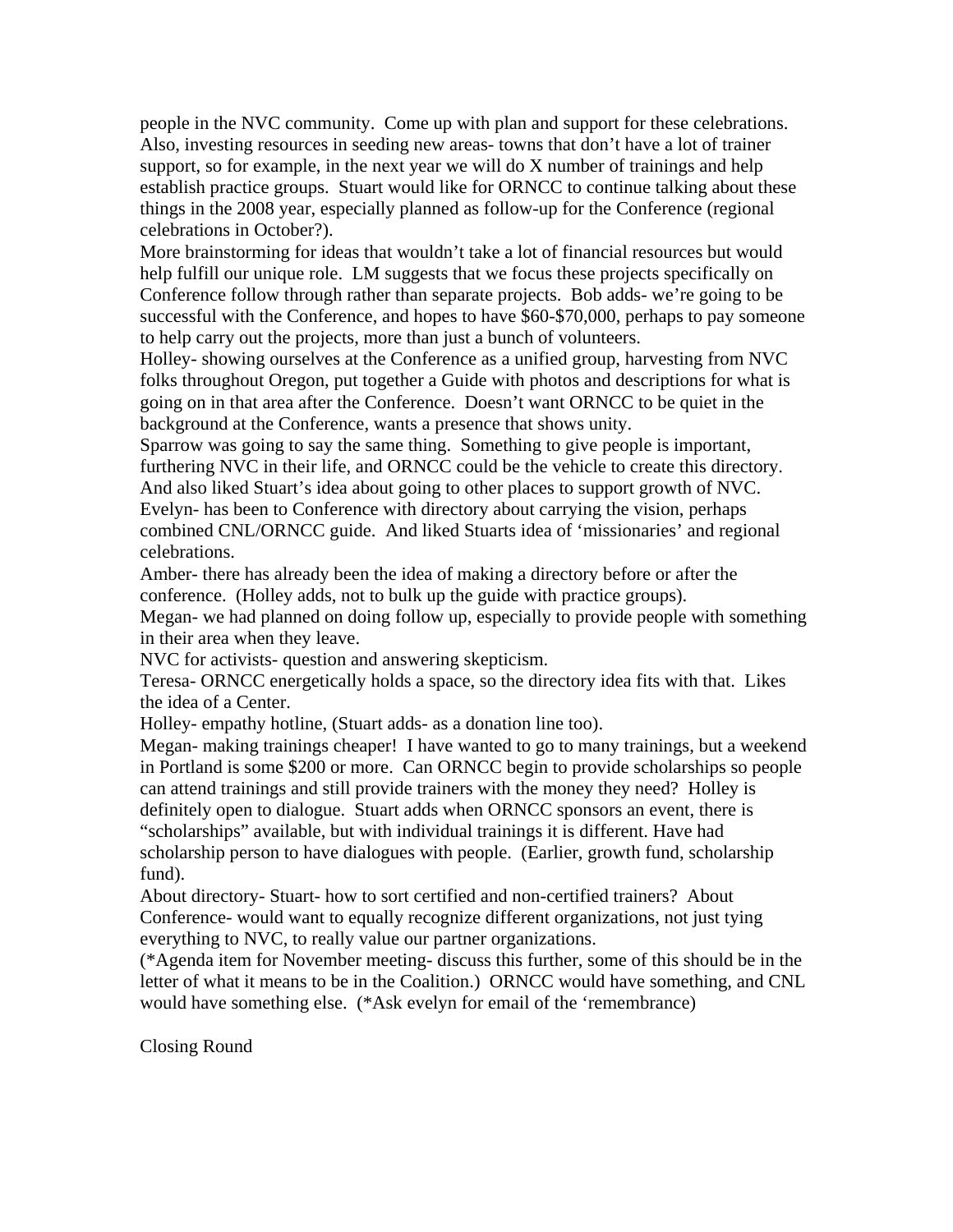people in the NVC community. Come up with plan and support for these celebrations. Also, investing resources in seeding new areas- towns that don't have a lot of trainer support, so for example, in the next year we will do X number of trainings and help establish practice groups. Stuart would like for ORNCC to continue talking about these things in the 2008 year, especially planned as follow-up for the Conference (regional celebrations in October?).

More brainstorming for ideas that wouldn't take a lot of financial resources but would help fulfill our unique role. LM suggests that we focus these projects specifically on Conference follow through rather than separate projects. Bob adds- we're going to be successful with the Conference, and hopes to have $60-$70,000, perhaps to pay someone to help carry out the projects, more than just a bunch of volunteers.

Holley- showing ourselves at the Conference as a unified group, harvesting from NVC folks throughout Oregon, put together a Guide with photos and descriptions for what is going on in that area after the Conference. Doesn't want ORNCC to be quiet in the background at the Conference, wants a presence that shows unity.

Sparrow was going to say the same thing. Something to give people is important, furthering NVC in their life, and ORNCC could be the vehicle to create this directory. And also liked Stuart's idea about going to other places to support growth of NVC.

Evelyn- has been to Conference with directory about carrying the vision, perhaps combined CNL/ORNCC guide. And liked Stuarts idea of 'missionaries' and regional celebrations.

Amber- there has already been the idea of making a directory before or after the conference. (Holley adds, not to bulk up the guide with practice groups).

Megan- we had planned on doing follow up, especially to provide people with something in their area when they leave.

NVC for activists- question and answering skepticism.

Teresa- ORNCC energetically holds a space, so the directory idea fits with that. Likes the idea of a Center.

Holley- empathy hotline, (Stuart adds- as a donation line too).

Megan- making trainings cheaper! I have wanted to go to many trainings, but a weekend in Portland is some $200 or more. Can ORNCC begin to provide scholarships so people can attend trainings and still provide trainers with the money they need? Holley is definitely open to dialogue. Stuart adds when ORNCC sponsors an event, there is "scholarships" available, but with individual trainings it is different. Have had scholarship person to have dialogues with people. (Earlier, growth fund, scholarship fund).

About directory- Stuart- how to sort certified and non-certified trainers? About Conference- would want to equally recognize different organizations, not just tying everything to NVC, to really value our partner organizations.

(*Agenda item for November meeting- discuss this further, some of this should be in the letter of what it means to be in the Coalition.) ORNCC would have something, and CNL would have something else. (*Ask evelyn for email of the 'remembrance)

Closing Round